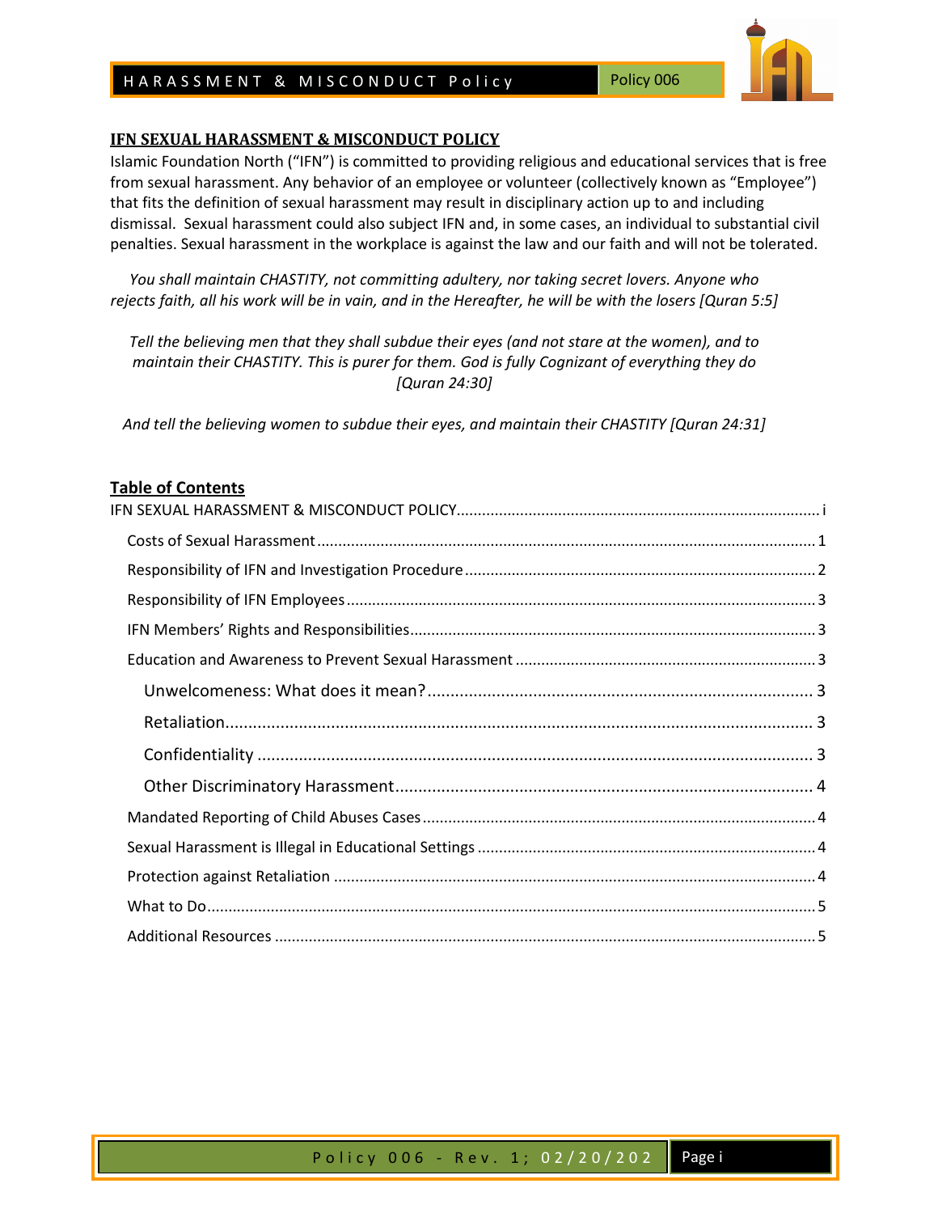# IFN SEXUAL HARASSMENT & MISCONDUCT POLICY

Islamic Foundation North ("IFN") is committed to providing religious and educational services that is free from sexual harassment. Any behavior of an employee or volunteer (collectively known as "Employee") that fits the definition of sexual harassment may result in disciplinary action up to and including dismissal. Sexual harassment could also subject IFN and, in some cases, an individual to substantial civil penalties. Sexual harassment in the workplace is against the law and our faith and will not be tolerated.

*You shall maintain CHASTITY, not committing adultery, nor taking secret lovers. Anyone who rejects faith, all his work will be in vain, and in the Hereafter, he will be with the losers [Quran 5:5]*

*Tell the believing men that they shall subdue their eyes (and not stare at the women), and to maintain their CHASTITY. This is purer for them. God is fully Cognizant of everything they do [Quran 24:30]*

*And tell the believing women to subdue their eyes, and maintain their CHASTITY [Quran 24:31]*

## Table of Contents

- IFN SEXUAL HARASSMENT & MISCONDUCT POLICY ..... i
  - Costs of Sexual Harassment ..... 1
  - Responsibility of IFN and Investigation Procedure ..... 2
  - Responsibility of IFN Employees ..... 3
  - IFN Members' Rights and Responsibilities ..... 3
  - Education and Awareness to Prevent Sexual Harassment ..... 3
    - Unwelcomeness: What does it mean? ..... 3
    - Retaliation ..... 3
    - Confidentiality ..... 3
    - Other Discriminatory Harassment ..... 4
  - Mandated Reporting of Child Abuses Cases ..... 4
  - Sexual Harassment is Illegal in Educational Settings ..... 4
  - Protection against Retaliation ..... 4
  - What to Do ..... 5
  - Additional Resources ..... 5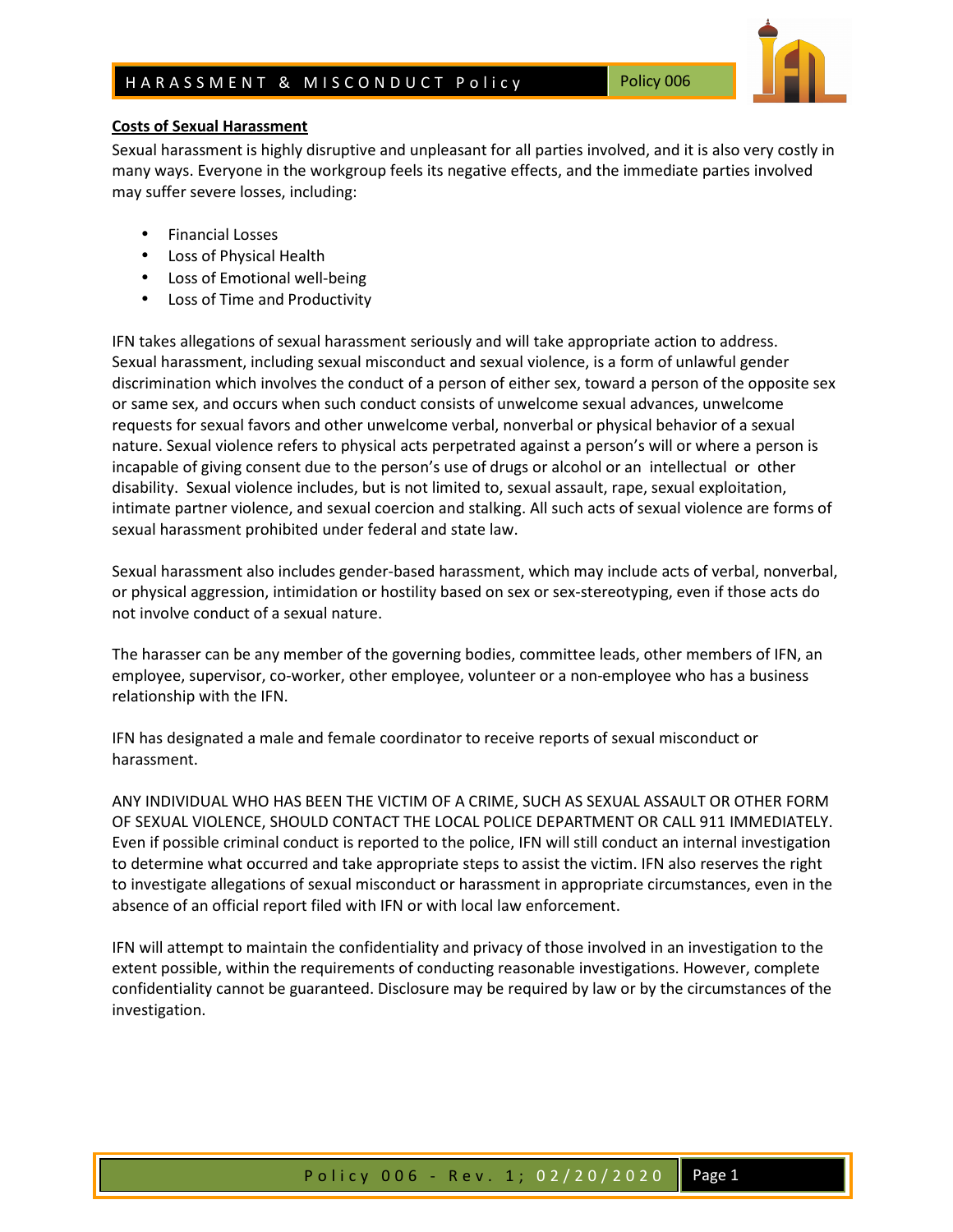## Costs of Sexual Harassment

Sexual harassment is highly disruptive and unpleasant for all parties involved, and it is also very costly in many ways. Everyone in the workgroup feels its negative effects, and the immediate parties involved may suffer severe losses, including:

- Financial Losses
- Loss of Physical Health
- Loss of Emotional well-being
- Loss of Time and Productivity

IFN takes allegations of sexual harassment seriously and will take appropriate action to address. Sexual harassment, including sexual misconduct and sexual violence, is a form of unlawful gender discrimination which involves the conduct of a person of either sex, toward a person of the opposite sex or same sex, and occurs when such conduct consists of unwelcome sexual advances, unwelcome requests for sexual favors and other unwelcome verbal, nonverbal or physical behavior of a sexual nature. Sexual violence refers to physical acts perpetrated against a person's will or where a person is incapable of giving consent due to the person's use of drugs or alcohol or an intellectual or other disability. Sexual violence includes, but is not limited to, sexual assault, rape, sexual exploitation, intimate partner violence, and sexual coercion and stalking. All such acts of sexual violence are forms of sexual harassment prohibited under federal and state law.

Sexual harassment also includes gender-based harassment, which may include acts of verbal, nonverbal, or physical aggression, intimidation or hostility based on sex or sex-stereotyping, even if those acts do not involve conduct of a sexual nature.

The harasser can be any member of the governing bodies, committee leads, other members of IFN, an employee, supervisor, co-worker, other employee, volunteer or a non-employee who has a business relationship with the IFN.

IFN has designated a male and female coordinator to receive reports of sexual misconduct or harassment.

ANY INDIVIDUAL WHO HAS BEEN THE VICTIM OF A CRIME, SUCH AS SEXUAL ASSAULT OR OTHER FORM OF SEXUAL VIOLENCE, SHOULD CONTACT THE LOCAL POLICE DEPARTMENT OR CALL 911 IMMEDIATELY. Even if possible criminal conduct is reported to the police, IFN will still conduct an internal investigation to determine what occurred and take appropriate steps to assist the victim. IFN also reserves the right to investigate allegations of sexual misconduct or harassment in appropriate circumstances, even in the absence of an official report filed with IFN or with local law enforcement.

IFN will attempt to maintain the confidentiality and privacy of those involved in an investigation to the extent possible, within the requirements of conducting reasonable investigations. However, complete confidentiality cannot be guaranteed. Disclosure may be required by law or by the circumstances of the investigation.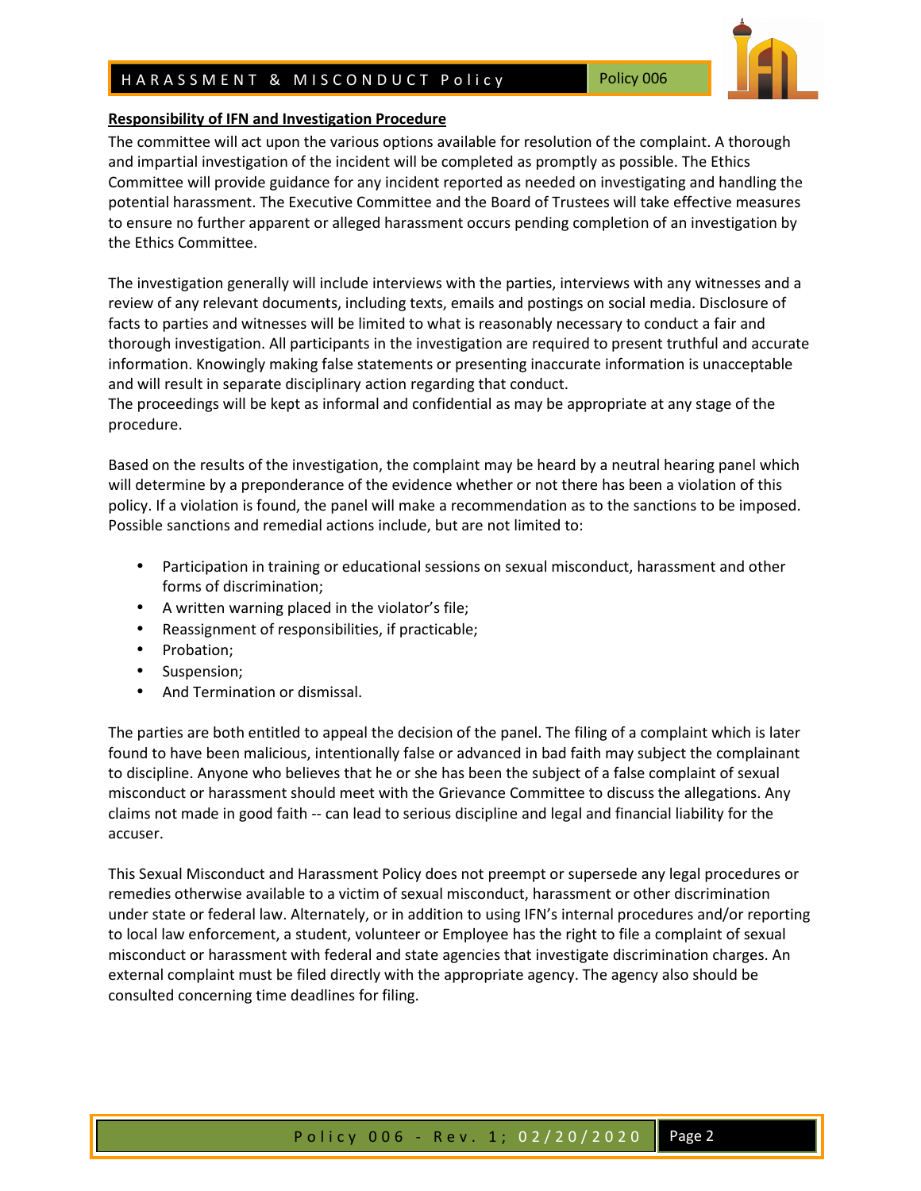**Responsibility of IFN and Investigation Procedure**

The committee will act upon the various options available for resolution of the complaint. A thorough and impartial investigation of the incident will be completed as promptly as possible. The Ethics Committee will provide guidance for any incident reported as needed on investigating and handling the potential harassment. The Executive Committee and the Board of Trustees will take effective measures to ensure no further apparent or alleged harassment occurs pending completion of an investigation by the Ethics Committee.

The investigation generally will include interviews with the parties, interviews with any witnesses and a review of any relevant documents, including texts, emails and postings on social media. Disclosure of facts to parties and witnesses will be limited to what is reasonably necessary to conduct a fair and thorough investigation. All participants in the investigation are required to present truthful and accurate information. Knowingly making false statements or presenting inaccurate information is unacceptable and will result in separate disciplinary action regarding that conduct.
The proceedings will be kept as informal and confidential as may be appropriate at any stage of the procedure.

Based on the results of the investigation, the complaint may be heard by a neutral hearing panel which will determine by a preponderance of the evidence whether or not there has been a violation of this policy. If a violation is found, the panel will make a recommendation as to the sanctions to be imposed. Possible sanctions and remedial actions include, but are not limited to:

- Participation in training or educational sessions on sexual misconduct, harassment and other forms of discrimination;
- A written warning placed in the violator's file;
- Reassignment of responsibilities, if practicable;
- Probation;
- Suspension;
- And Termination or dismissal.

The parties are both entitled to appeal the decision of the panel. The filing of a complaint which is later found to have been malicious, intentionally false or advanced in bad faith may subject the complainant to discipline. Anyone who believes that he or she has been the subject of a false complaint of sexual misconduct or harassment should meet with the Grievance Committee to discuss the allegations. Any claims not made in good faith -- can lead to serious discipline and legal and financial liability for the accuser.

This Sexual Misconduct and Harassment Policy does not preempt or supersede any legal procedures or remedies otherwise available to a victim of sexual misconduct, harassment or other discrimination under state or federal law. Alternately, or in addition to using IFN's internal procedures and/or reporting to local law enforcement, a student, volunteer or Employee has the right to file a complaint of sexual misconduct or harassment with federal and state agencies that investigate discrimination charges. An external complaint must be filed directly with the appropriate agency. The agency also should be consulted concerning time deadlines for filing.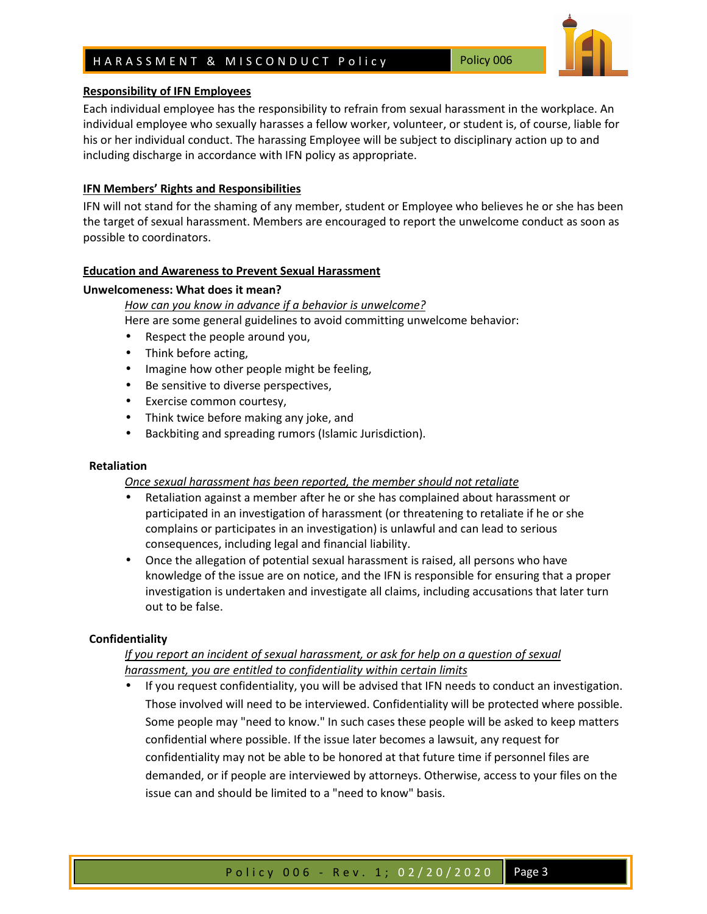**Responsibility of IFN Employees**

Each individual employee has the responsibility to refrain from sexual harassment in the workplace. An individual employee who sexually harasses a fellow worker, volunteer, or student is, of course, liable for his or her individual conduct. The harassing Employee will be subject to disciplinary action up to and including discharge in accordance with IFN policy as appropriate.

**IFN Members' Rights and Responsibilities**

IFN will not stand for the shaming of any member, student or Employee who believes he or she has been the target of sexual harassment. Members are encouraged to report the unwelcome conduct as soon as possible to coordinators.

**Education and Awareness to Prevent Sexual Harassment**

**Unwelcomeness: What does it mean?**

*How can you know in advance if a behavior is unwelcome?*

Here are some general guidelines to avoid committing unwelcome behavior:

- Respect the people around you,
- Think before acting,
- Imagine how other people might be feeling,
- Be sensitive to diverse perspectives,
- Exercise common courtesy,
- Think twice before making any joke, and
- Backbiting and spreading rumors (Islamic Jurisdiction).

**Retaliation**

*Once sexual harassment has been reported, the member should not retaliate*

- Retaliation against a member after he or she has complained about harassment or participated in an investigation of harassment (or threatening to retaliate if he or she complains or participates in an investigation) is unlawful and can lead to serious consequences, including legal and financial liability.
- Once the allegation of potential sexual harassment is raised, all persons who have knowledge of the issue are on notice, and the IFN is responsible for ensuring that a proper investigation is undertaken and investigate all claims, including accusations that later turn out to be false.

**Confidentiality**

*If you report an incident of sexual harassment, or ask for help on a question of sexual harassment, you are entitled to confidentiality within certain limits*

- If you request confidentiality, you will be advised that IFN needs to conduct an investigation. Those involved will need to be interviewed. Confidentiality will be protected where possible. Some people may "need to know." In such cases these people will be asked to keep matters confidential where possible. If the issue later becomes a lawsuit, any request for confidentiality may not be able to be honored at that future time if personnel files are demanded, or if people are interviewed by attorneys. Otherwise, access to your files on the issue can and should be limited to a "need to know" basis.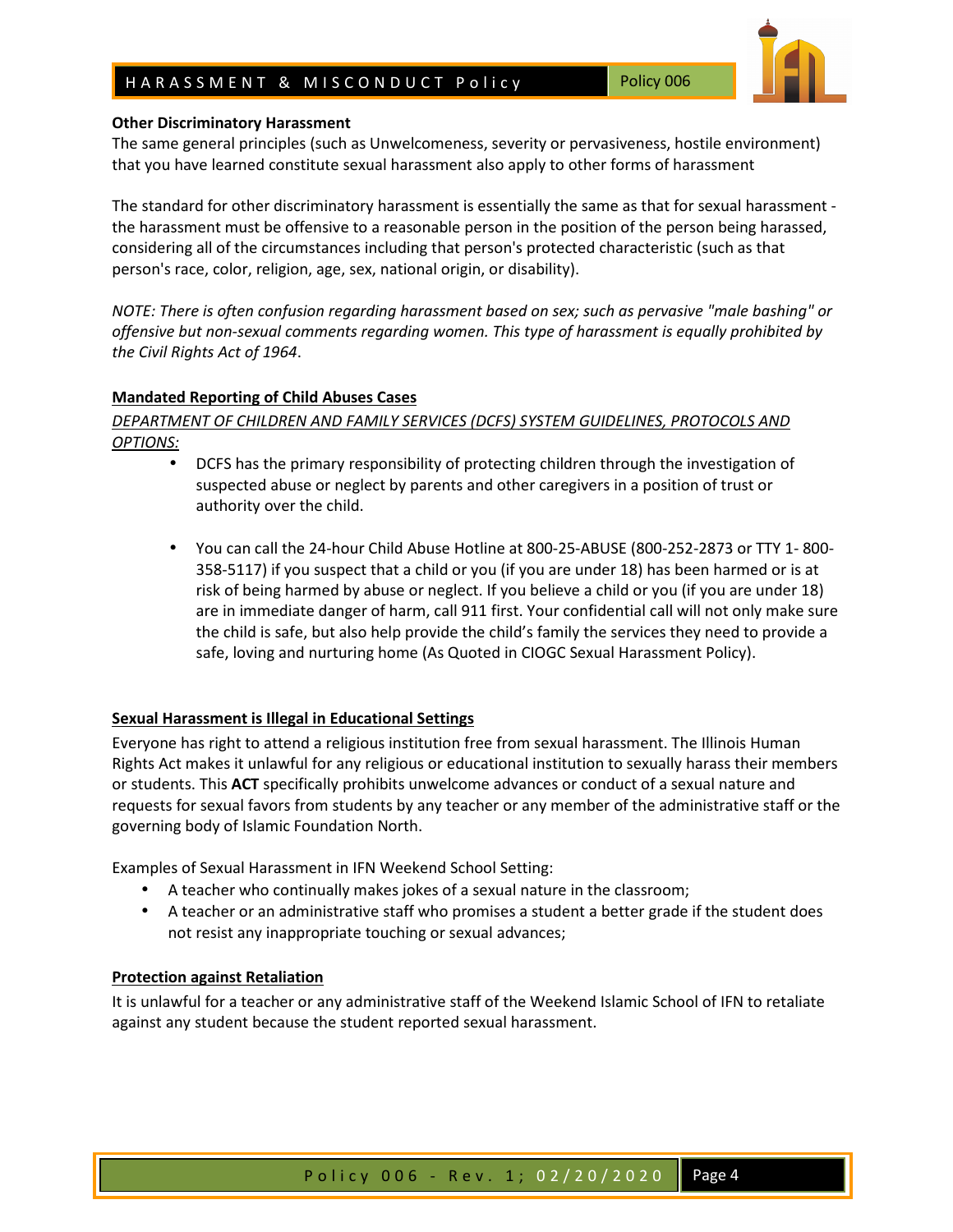**Other Discriminatory Harassment**

The same general principles (such as Unwelcomeness, severity or pervasiveness, hostile environment) that you have learned constitute sexual harassment also apply to other forms of harassment

The standard for other discriminatory harassment is essentially the same as that for sexual harassment - the harassment must be offensive to a reasonable person in the position of the person being harassed, considering all of the circumstances including that person's protected characteristic (such as that person's race, color, religion, age, sex, national origin, or disability).

*NOTE: There is often confusion regarding harassment based on sex; such as pervasive "male bashing" or offensive but non-sexual comments regarding women. This type of harassment is equally prohibited by the Civil Rights Act of 1964.*

**Mandated Reporting of Child Abuses Cases**

*DEPARTMENT OF CHILDREN AND FAMILY SERVICES (DCFS) SYSTEM GUIDELINES, PROTOCOLS AND OPTIONS:*

- DCFS has the primary responsibility of protecting children through the investigation of suspected abuse or neglect by parents and other caregivers in a position of trust or authority over the child.
- You can call the 24-hour Child Abuse Hotline at 800-25-ABUSE (800-252-2873 or TTY 1- 800-358-5117) if you suspect that a child or you (if you are under 18) has been harmed or is at risk of being harmed by abuse or neglect. If you believe a child or you (if you are under 18) are in immediate danger of harm, call 911 first. Your confidential call will not only make sure the child is safe, but also help provide the child's family the services they need to provide a safe, loving and nurturing home (As Quoted in CIOGC Sexual Harassment Policy).

**Sexual Harassment is Illegal in Educational Settings**

Everyone has right to attend a religious institution free from sexual harassment. The Illinois Human Rights Act makes it unlawful for any religious or educational institution to sexually harass their members or students. This **ACT** specifically prohibits unwelcome advances or conduct of a sexual nature and requests for sexual favors from students by any teacher or any member of the administrative staff or the governing body of Islamic Foundation North.

Examples of Sexual Harassment in IFN Weekend School Setting:

- A teacher who continually makes jokes of a sexual nature in the classroom;
- A teacher or an administrative staff who promises a student a better grade if the student does not resist any inappropriate touching or sexual advances;

**Protection against Retaliation**

It is unlawful for a teacher or any administrative staff of the Weekend Islamic School of IFN to retaliate against any student because the student reported sexual harassment.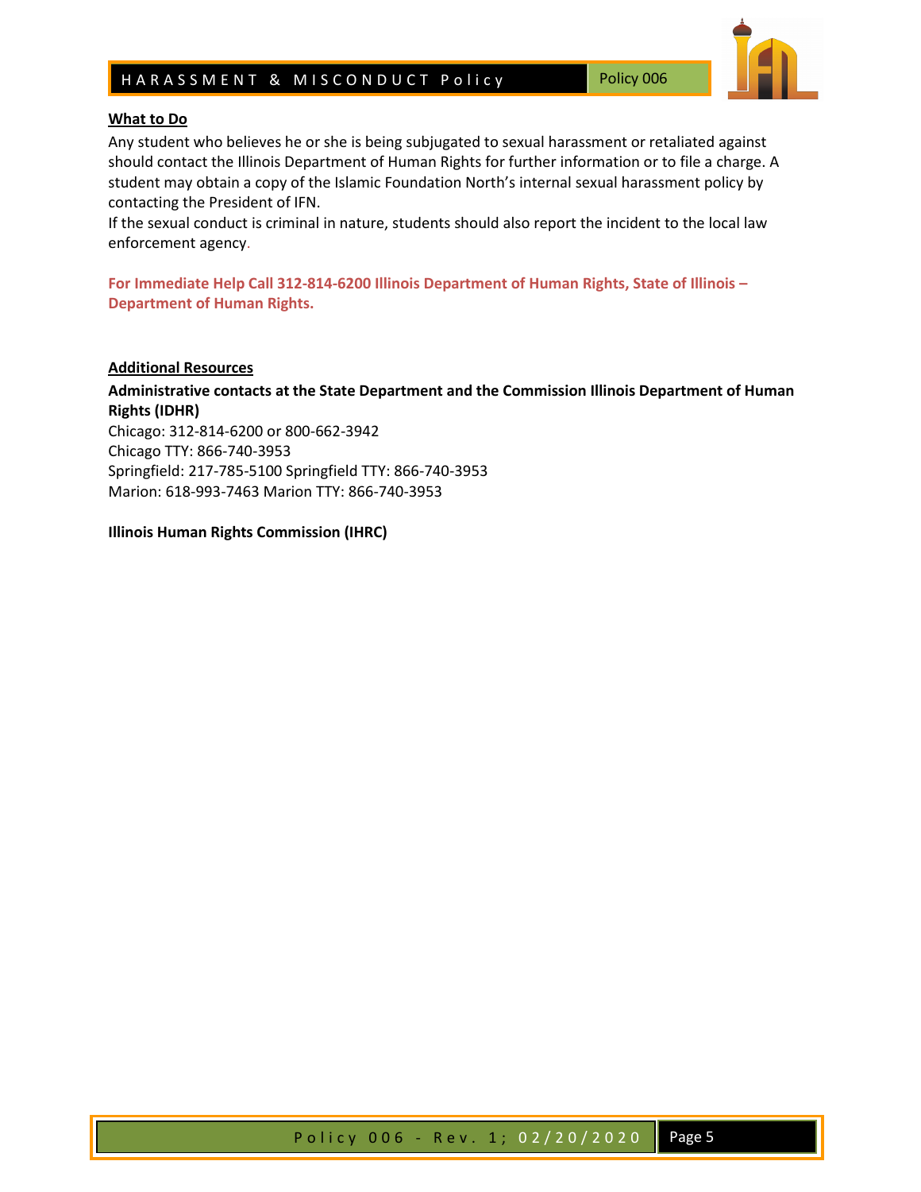**What to Do**

Any student who believes he or she is being subjugated to sexual harassment or retaliated against should contact the Illinois Department of Human Rights for further information or to file a charge. A student may obtain a copy of the Islamic Foundation North's internal sexual harassment policy by contacting the President of IFN.

If the sexual conduct is criminal in nature, students should also report the incident to the local law enforcement agency.

**For Immediate Help Call 312-814-6200 Illinois Department of Human Rights, State of Illinois – Department of Human Rights.**

**Additional Resources**

**Administrative contacts at the State Department and the Commission Illinois Department of Human Rights (IDHR)**

Chicago: 312-814-6200 or 800-662-3942
Chicago TTY: 866-740-3953
Springfield: 217-785-5100 Springfield TTY: 866-740-3953
Marion: 618-993-7463 Marion TTY: 866-740-3953

**Illinois Human Rights Commission (IHRC)**